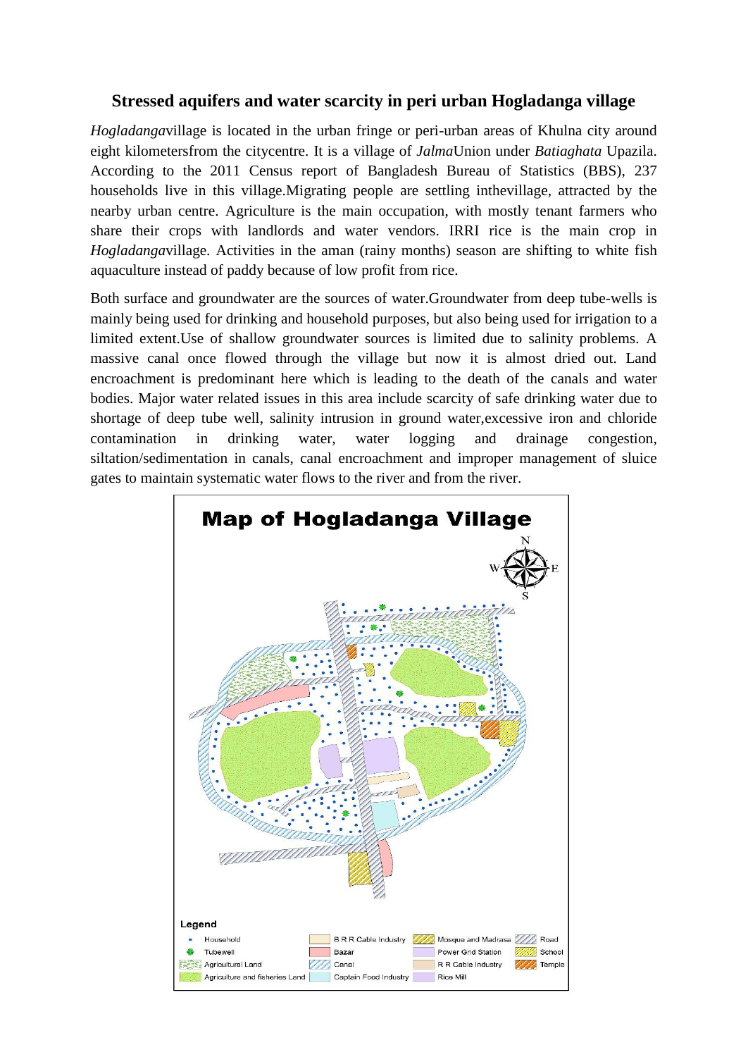## Stressed aquifers and water scarcity in peri urban Hogladanga village

*Hogladanga*village is located in the urban fringe or peri-urban areas of Khulna city around eight kilometersfrom the citycentre. It is a village of *Jalma*Union under *Batiaghata* Upazila. According to the 2011 Census report of Bangladesh Bureau of Statistics (BBS), 237 households live in this village.Migrating people are settling inthevillage, attracted by the nearby urban centre. Agriculture is the main occupation, with mostly tenant farmers who share their crops with landlords and water vendors. IRRI rice is the main crop in *Hogladanga*village. Activities in the aman (rainy months) season are shifting to white fish aquaculture instead of paddy because of low profit from rice.

Both surface and groundwater are the sources of water.Groundwater from deep tube-wells is mainly being used for drinking and household purposes, but also being used for irrigation to a limited extent.Use of shallow groundwater sources is limited due to salinity problems. A massive canal once flowed through the village but now it is almost dried out. Land encroachment is predominant here which is leading to the death of the canals and water bodies. Major water related issues in this area include scarcity of safe drinking water due to shortage of deep tube well, salinity intrusion in ground water,excessive iron and chloride contamination in drinking water, water logging and drainage congestion, siltation/sedimentation in canals, canal encroachment and improper management of sluice gates to maintain systematic water flows to the river and from the river.

**Map of Hogladanga Village**

Legend: Household; Tubewell; Agricultural Land; Agriculture and fisheries Land; B R R Cable Industry; Bazar; Canal; Captain Food Industry; Mosque and Madrasa; Power Grid Station; R R Cable Industry; Rice Mill; Road; School; Temple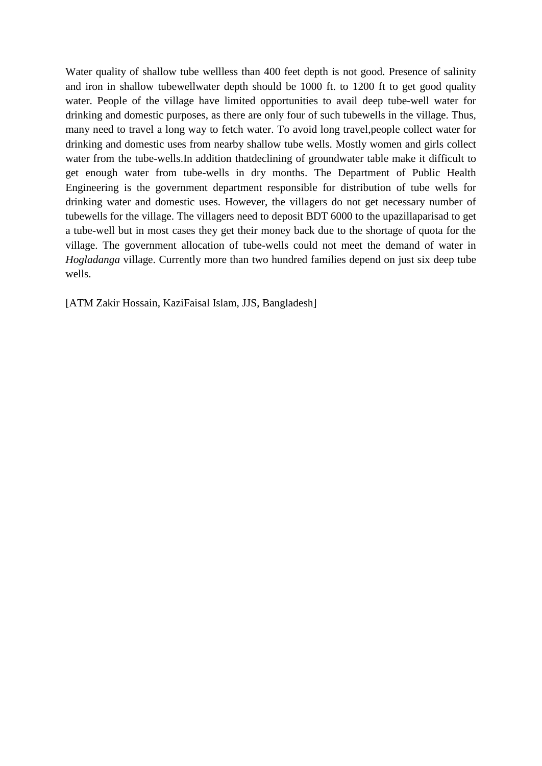Water quality of shallow tube wellless than 400 feet depth is not good. Presence of salinity and iron in shallow tubewellwater depth should be 1000 ft. to 1200 ft to get good quality water. People of the village have limited opportunities to avail deep tube-well water for drinking and domestic purposes, as there are only four of such tubewells in the village. Thus, many need to travel a long way to fetch water. To avoid long travel,people collect water for drinking and domestic uses from nearby shallow tube wells. Mostly women and girls collect water from the tube-wells.In addition thatdeclining of groundwater table make it difficult to get enough water from tube-wells in dry months. The Department of Public Health Engineering is the government department responsible for distribution of tube wells for drinking water and domestic uses. However, the villagers do not get necessary number of tubewells for the village. The villagers need to deposit BDT 6000 to the upazillaparisad to get a tube-well but in most cases they get their money back due to the shortage of quota for the village. The government allocation of tube-wells could not meet the demand of water in *Hogladanga* village. Currently more than two hundred families depend on just six deep tube wells.

[ATM Zakir Hossain, KaziFaisal Islam, JJS, Bangladesh]